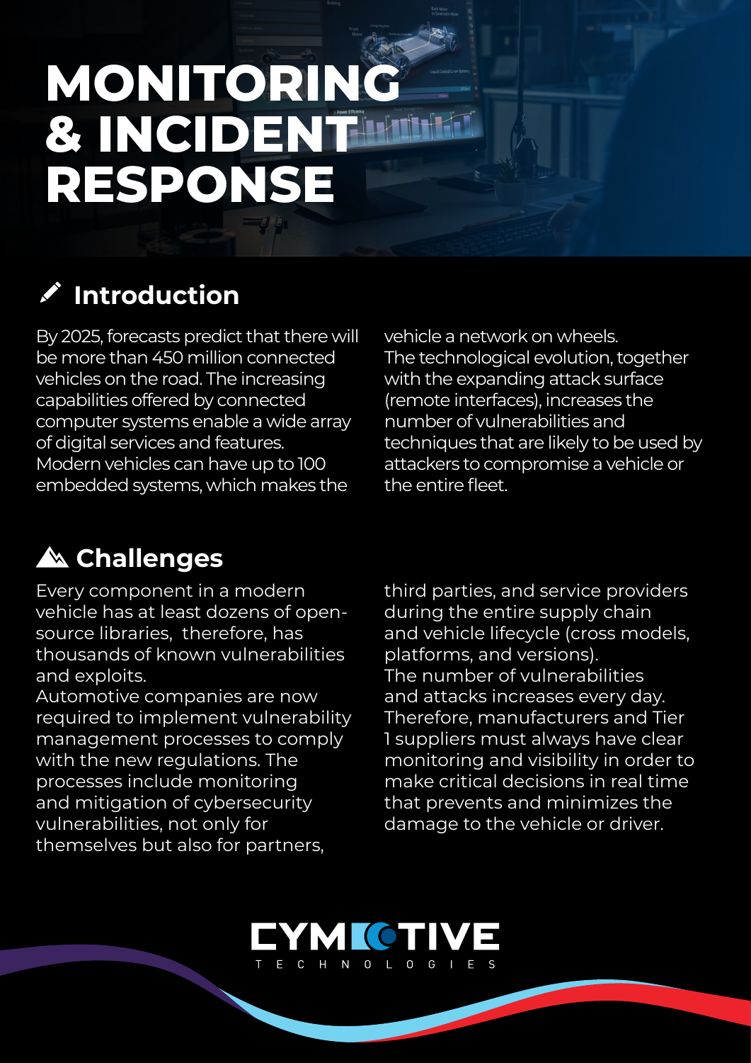# MONITORING & INCIDENT RESPONSE

## Introduction

By 2025, forecasts predict that there will be more than 450 million connected vehicles on the road. The increasing capabilities offered by connected computer systems enable a wide array of digital services and features. Modern vehicles can have up to 100 embedded systems, which makes the vehicle a network on wheels.
The technological evolution, together with the expanding attack surface (remote interfaces), increases the number of vulnerabilities and techniques that are likely to be used by attackers to compromise a vehicle or the entire fleet.

## Challenges

Every component in a modern vehicle has at least dozens of open-source libraries, therefore, has thousands of known vulnerabilities and exploits.
Automotive companies are now required to implement vulnerability management processes to comply with the new regulations. The processes include monitoring and mitigation of cybersecurity vulnerabilities, not only for themselves but also for partners, third parties, and service providers during the entire supply chain and vehicle lifecycle (cross models, platforms, and versions).
The number of vulnerabilities and attacks increases every day. Therefore, manufacturers and Tier 1 suppliers must always have clear monitoring and visibility in order to make critical decisions in real time that prevents and minimizes the damage to the vehicle or driver.

CYMOTIVE TECHNOLOGIES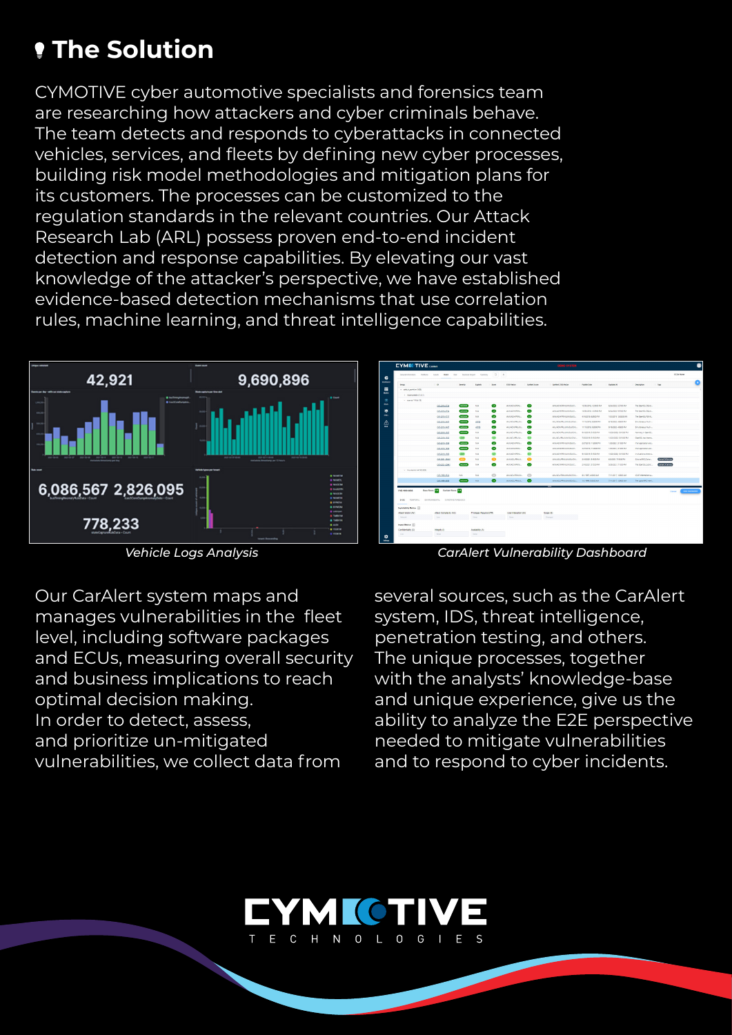# The Solution

CYMOTIVE cyber automotive specialists and forensics team are researching how attackers and cyber criminals behave. The team detects and responds to cyberattacks in connected vehicles, services, and fleets by defining new cyber processes, building risk model methodologies and mitigation plans for its customers. The processes can be customized to the regulation standards in the relevant countries. Our Attack Research Lab (ARL) possess proven end-to-end incident detection and response capabilities. By elevating our vast knowledge of the attacker's perspective, we have established evidence-based detection mechanisms that use correlation rules, machine learning, and threat intelligence capabilities.

*Vehicle Logs Analysis*

*CarAlert Vulnerability Dashboard*

Our CarAlert system maps and manages vulnerabilities in the fleet level, including software packages and ECUs, measuring overall security and business implications to reach optimal decision making.
In order to detect, assess, and prioritize un-mitigated vulnerabilities, we collect data from several sources, such as the CarAlert system, IDS, threat intelligence, penetration testing, and others. The unique processes, together with the analysts' knowledge-base and unique experience, give us the ability to analyze the E2E perspective needed to mitigate vulnerabilities and to respond to cyber incidents.

CYMOTIVE
TECHNOLOGIES